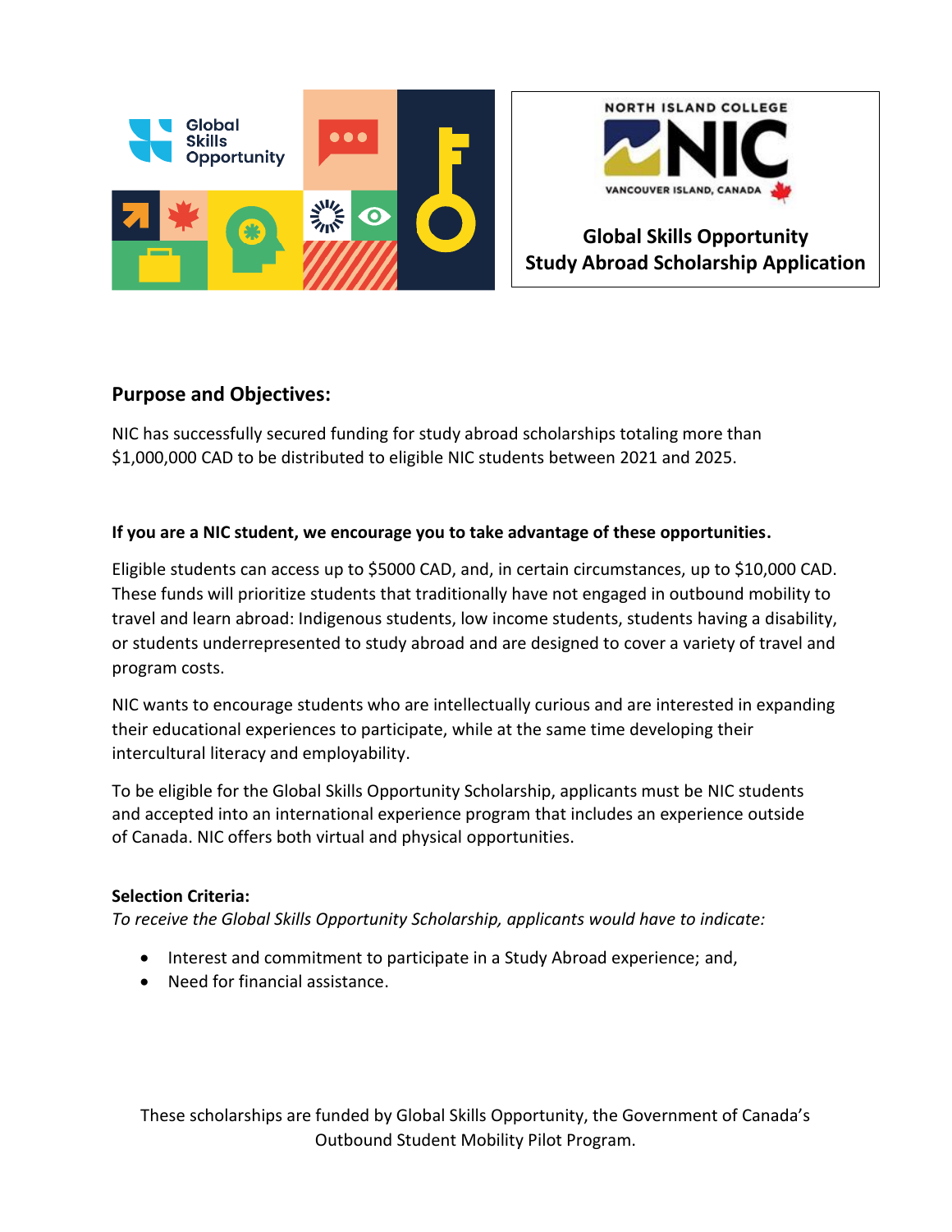# Global Skills Opportunity Study Abroad Scholarship Application

## Purpose and Objectives:

NIC has successfully secured funding for study abroad scholarships totaling more than $1,000,000 CAD to be distributed to eligible NIC students between 2021 and 2025.

**If you are a NIC student, we encourage you to take advantage of these opportunities.**

Eligible students can access up to $5000 CAD, and, in certain circumstances, up to $10,000 CAD. These funds will prioritize students that traditionally have not engaged in outbound mobility to travel and learn abroad: Indigenous students, low income students, students having a disability, or students underrepresented to study abroad and are designed to cover a variety of travel and program costs.

NIC wants to encourage students who are intellectually curious and are interested in expanding their educational experiences to participate, while at the same time developing their intercultural literacy and employability.

To be eligible for the Global Skills Opportunity Scholarship, applicants must be NIC students and accepted into an international experience program that includes an experience outside of Canada. NIC offers both virtual and physical opportunities.

**Selection Criteria:**

*To receive the Global Skills Opportunity Scholarship, applicants would have to indicate:*

- Interest and commitment to participate in a Study Abroad experience; and,
- Need for financial assistance.

These scholarships are funded by Global Skills Opportunity, the Government of Canada's Outbound Student Mobility Pilot Program.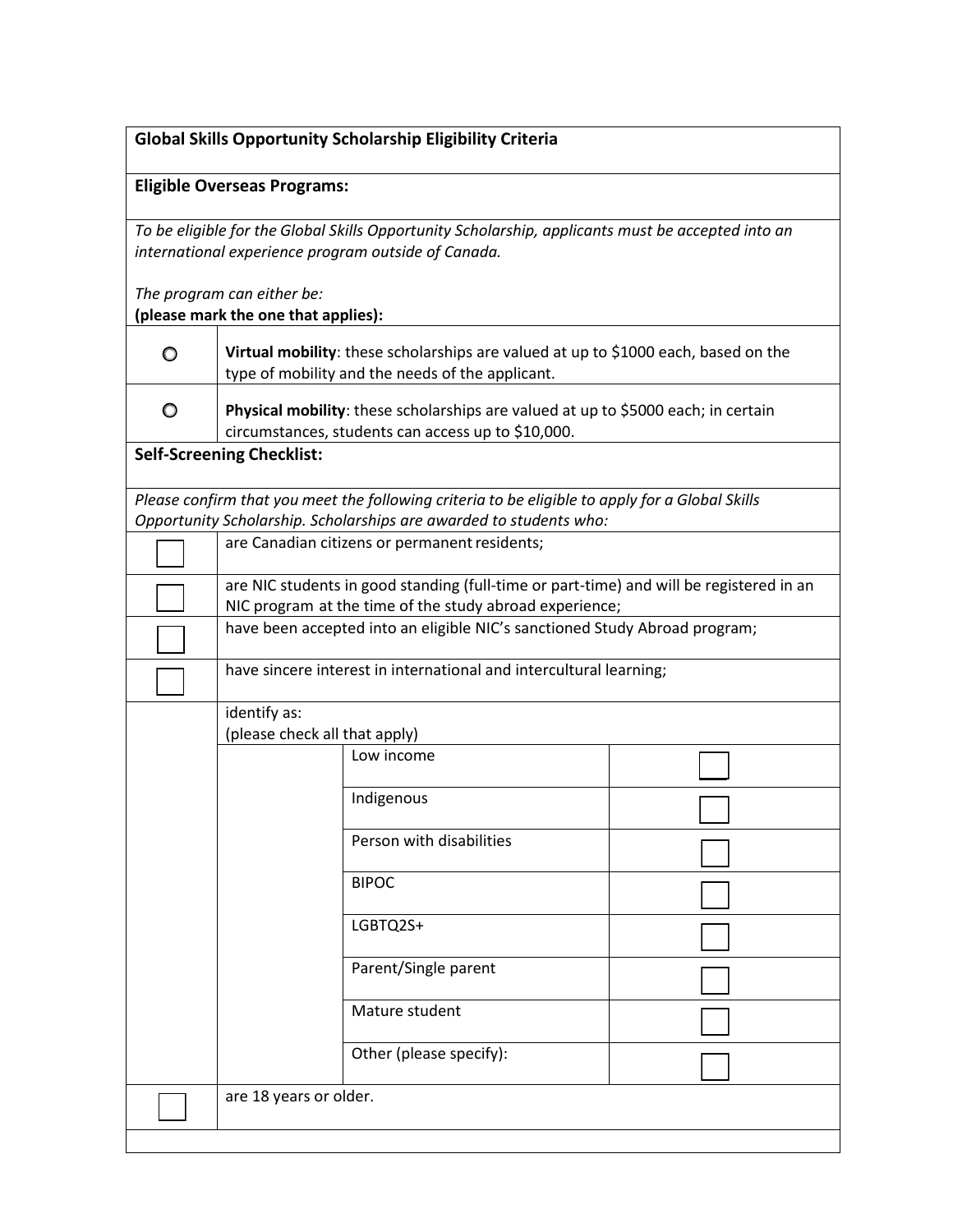## Global Skills Opportunity Scholarship Eligibility Criteria

### Eligible Overseas Programs:

*To be eligible for the Global Skills Opportunity Scholarship, applicants must be accepted into an international experience program outside of Canada.*

*The program can either be:*
**(please mark the one that applies):**

| | |
|---|---|
| ○ | **Virtual mobility**: these scholarships are valued at up to $1000 each, based on the type of mobility and the needs of the applicant. |
| ○ | **Physical mobility**: these scholarships are valued at up to $5000 each; in certain circumstances, students can access up to $10,000. |

### Self-Screening Checklist:

*Please confirm that you meet the following criteria to be eligible to apply for a Global Skills Opportunity Scholarship. Scholarships are awarded to students who:*

| | |
|---|---|
| ☐ | are Canadian citizens or permanent residents; |
| ☐ | are NIC students in good standing (full-time or part-time) and will be registered in an NIC program at the time of the study abroad experience; |
| ☐ | have been accepted into an eligible NIC's sanctioned Study Abroad program; |
| ☐ | have sincere interest in international and intercultural learning; |
| | identify as: (please check all that apply) |

| Identity | |
|---|---|
| Low income | ☐ |
| Indigenous | ☐ |
| Person with disabilities | ☐ |
| BIPOC | ☐ |
| LGBTQ2S+ | ☐ |
| Parent/Single parent | ☐ |
| Mature student | ☐ |
| Other (please specify): | ☐ |

| | |
|---|---|
| ☐ | are 18 years or older. |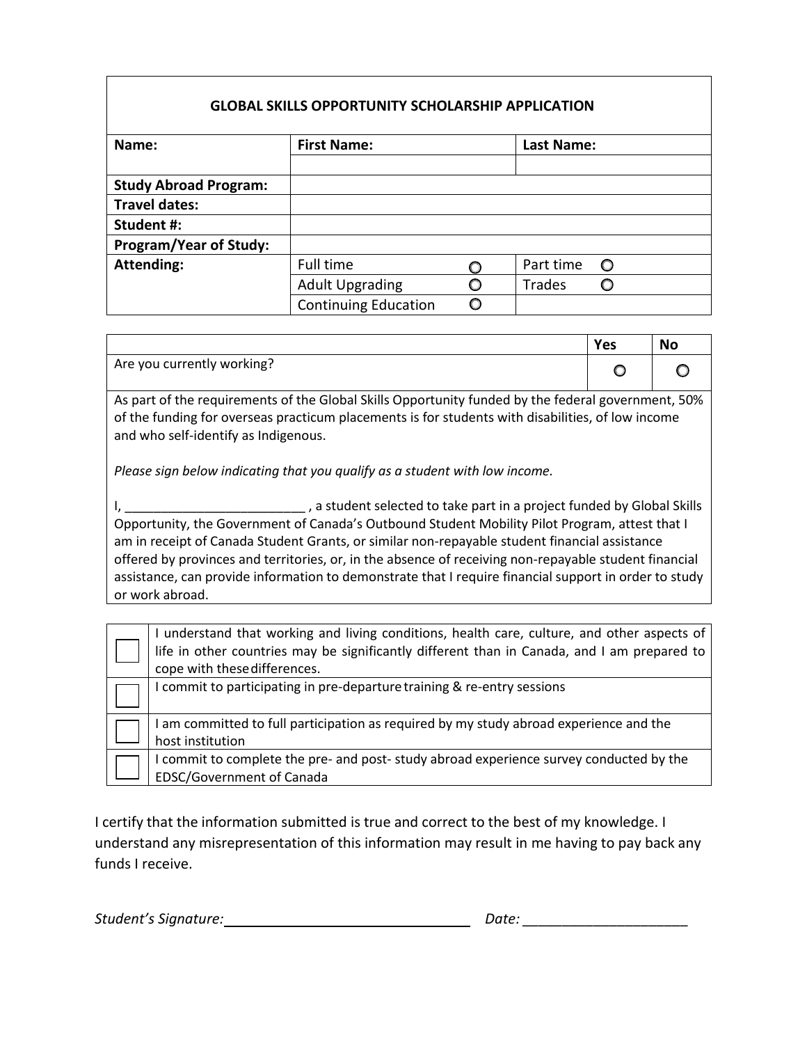| GLOBAL SKILLS OPPORTUNITY SCHOLARSHIP APPLICATION | | | | |
|---|---|---|---|---|
| **Name:** | **First Name:** | | **Last Name:** | |
| | | | | |
| **Study Abroad Program:** | | | | |
| **Travel dates:** | | | | |
| **Student #:** | | | | |
| **Program/Year of Study:** | | | | |
| **Attending:** | Full time | ○ | Part time | ○ |
| | Adult Upgrading | ○ | Trades | ○ |
| | Continuing Education | ○ | | |

| | **Yes** | **No** |
|---|---|---|
| Are you currently working? | ○ | ○ |

As part of the requirements of the Global Skills Opportunity funded by the federal government, 50% of the funding for overseas practicum placements is for students with disabilities, of low income and who self-identify as Indigenous.

*Please sign below indicating that you qualify as a student with low income.*

I, _________________________ , a student selected to take part in a project funded by Global Skills Opportunity, the Government of Canada's Outbound Student Mobility Pilot Program, attest that I am in receipt of Canada Student Grants, or similar non-repayable student financial assistance offered by provinces and territories, or, in the absence of receiving non-repayable student financial assistance, can provide information to demonstrate that I require financial support in order to study or work abroad.

| | |
|---|---|
| ☐ | I understand that working and living conditions, health care, culture, and other aspects of life in other countries may be significantly different than in Canada, and I am prepared to cope with these differences. |
| ☐ | I commit to participating in pre-departure training & re-entry sessions |
| ☐ | I am committed to full participation as required by my study abroad experience and the host institution |
| ☐ | I commit to complete the pre- and post- study abroad experience survey conducted by the EDSC/Government of Canada |

I certify that the information submitted is true and correct to the best of my knowledge. I understand any misrepresentation of this information may result in me having to pay back any funds I receive.

*Student's Signature:* ______________________________ *Date:* _____________________